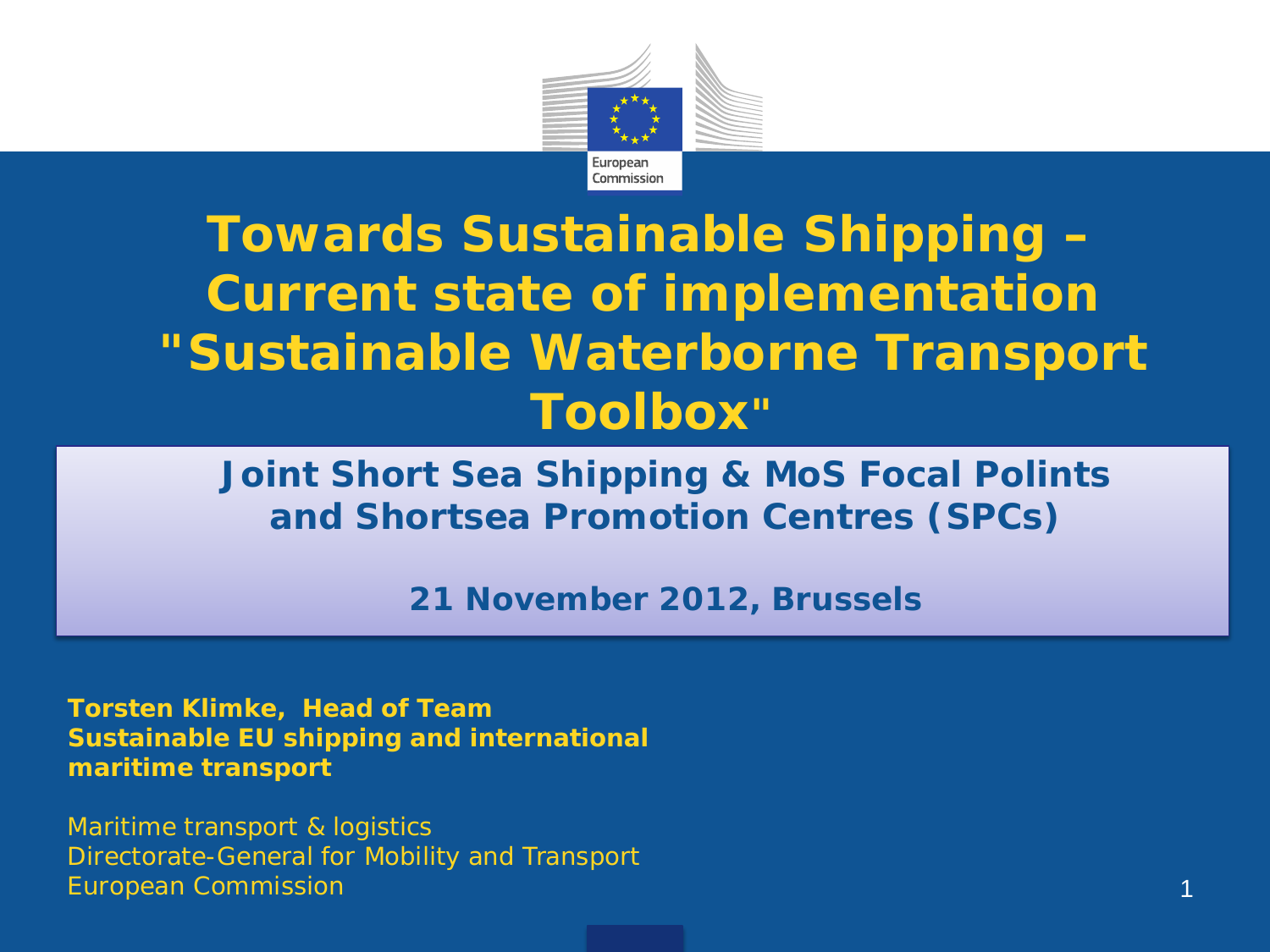# Towards Sustainable Shipping – Current state of implementation "Sustainable Waterborne Transport Toolbox"

**Joint Short Sea Shipping & MoS Focal Polints and Shortsea Promotion Centres (SPCs)**

**21 November 2012, Brussels**

**Torsten Klimke, Head of Team**
**Sustainable EU shipping and international maritime transport**

Maritime transport & logistics
Directorate-General for Mobility and Transport
European Commission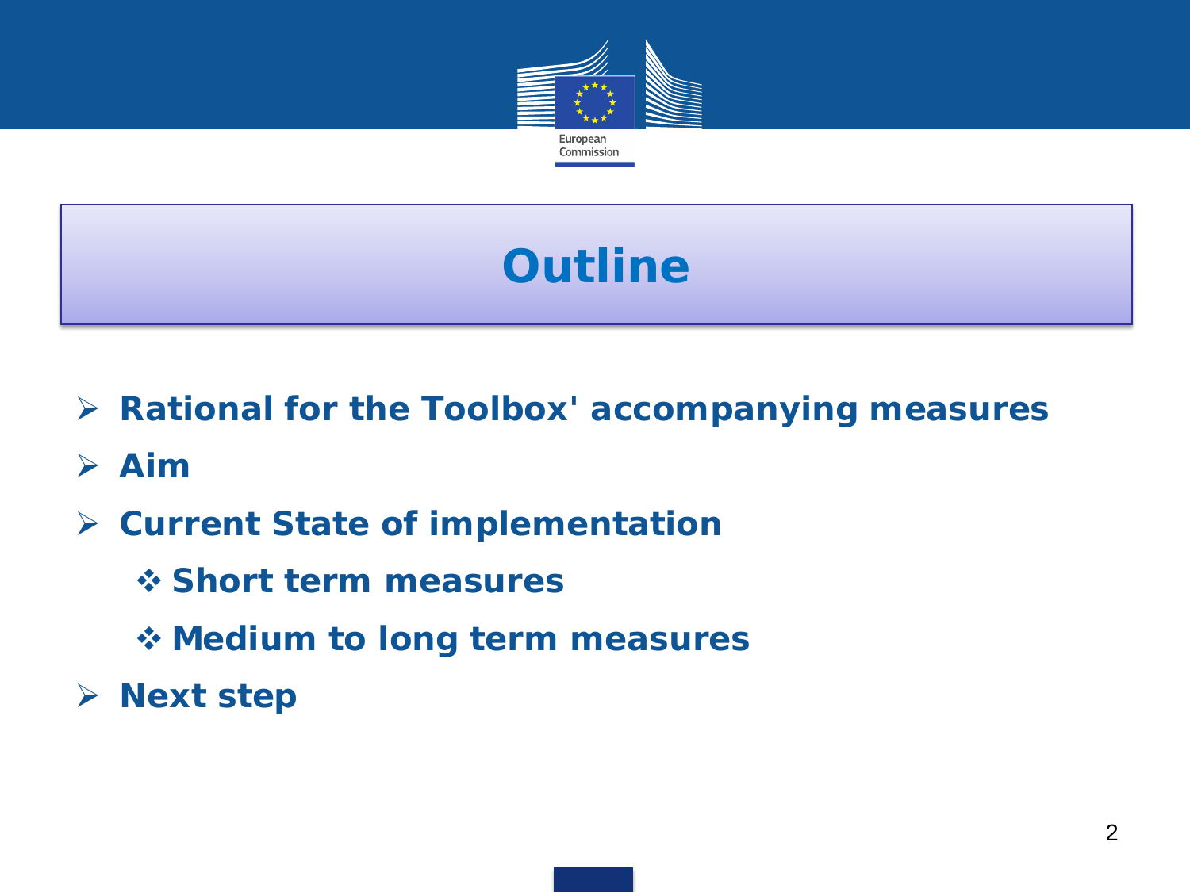# Outline

- Rational for the Toolbox' accompanying measures
- Aim
- Current State of implementation
  - Short term measures
  - Medium to long term measures
- Next step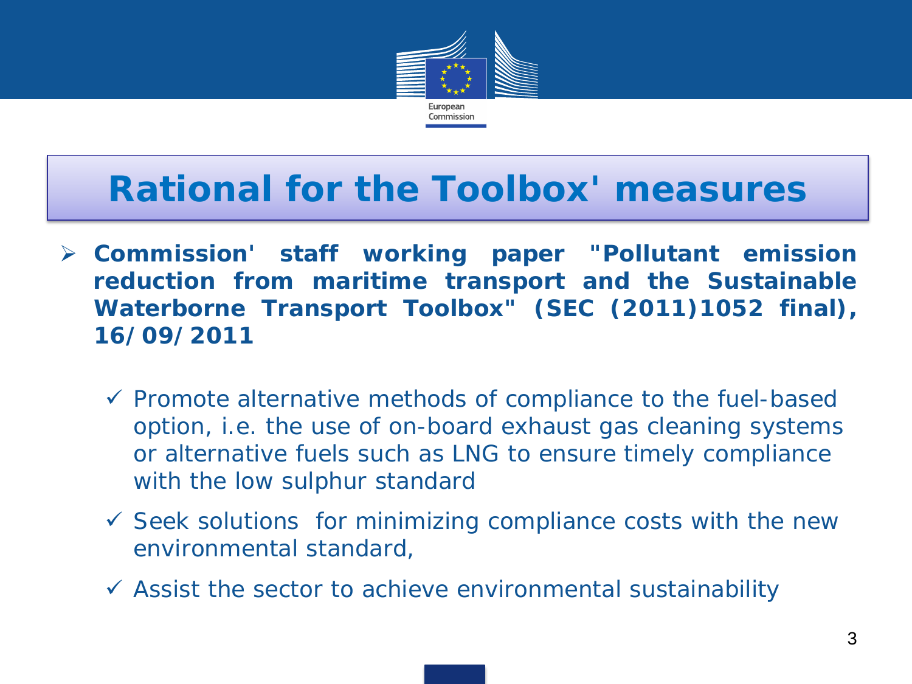# Rational for the Toolbox' measures

- **Commission' staff working paper "Pollutant emission reduction from maritime transport and the Sustainable Waterborne Transport Toolbox" (SEC (2011)1052 final), 16/09/2011**
  - ✓ Promote alternative methods of compliance to the fuel-based option, i.e. the use of on-board exhaust gas cleaning systems or alternative fuels such as LNG to ensure timely compliance with the low sulphur standard
  - ✓ Seek solutions for minimizing compliance costs with the new environmental standard,
  - ✓ Assist the sector to achieve environmental sustainability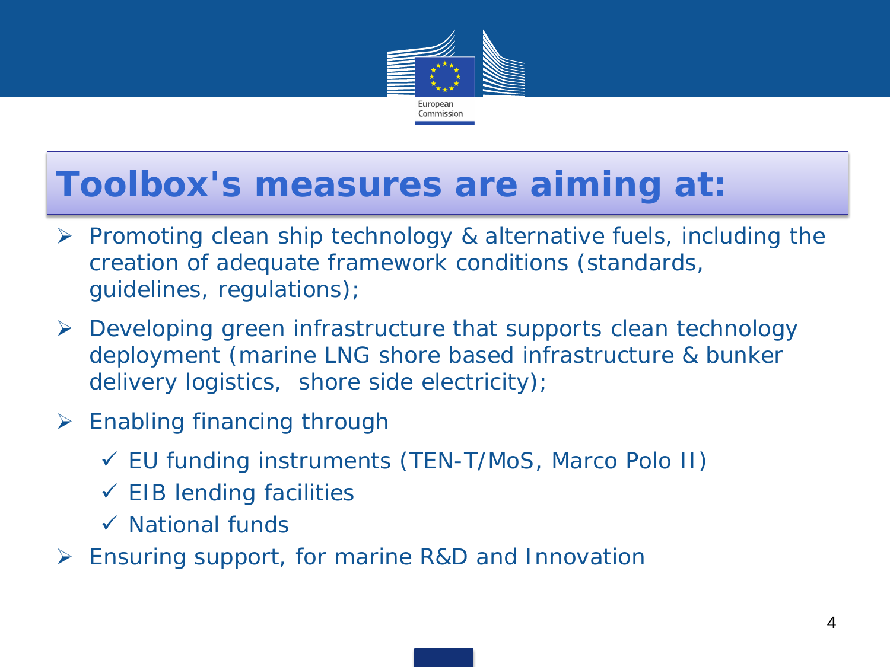# Toolbox's measures are aiming at:

- Promoting clean ship technology & alternative fuels, including the creation of adequate framework conditions (standards, guidelines, regulations);
- Developing green infrastructure that supports clean technology deployment (marine LNG shore based infrastructure & bunker delivery logistics, shore side electricity);
- Enabling financing through
  - ✓ EU funding instruments (TEN-T/MoS, Marco Polo II)
  - ✓ EIB lending facilities
  - ✓ National funds
- Ensuring support, for marine R&D and Innovation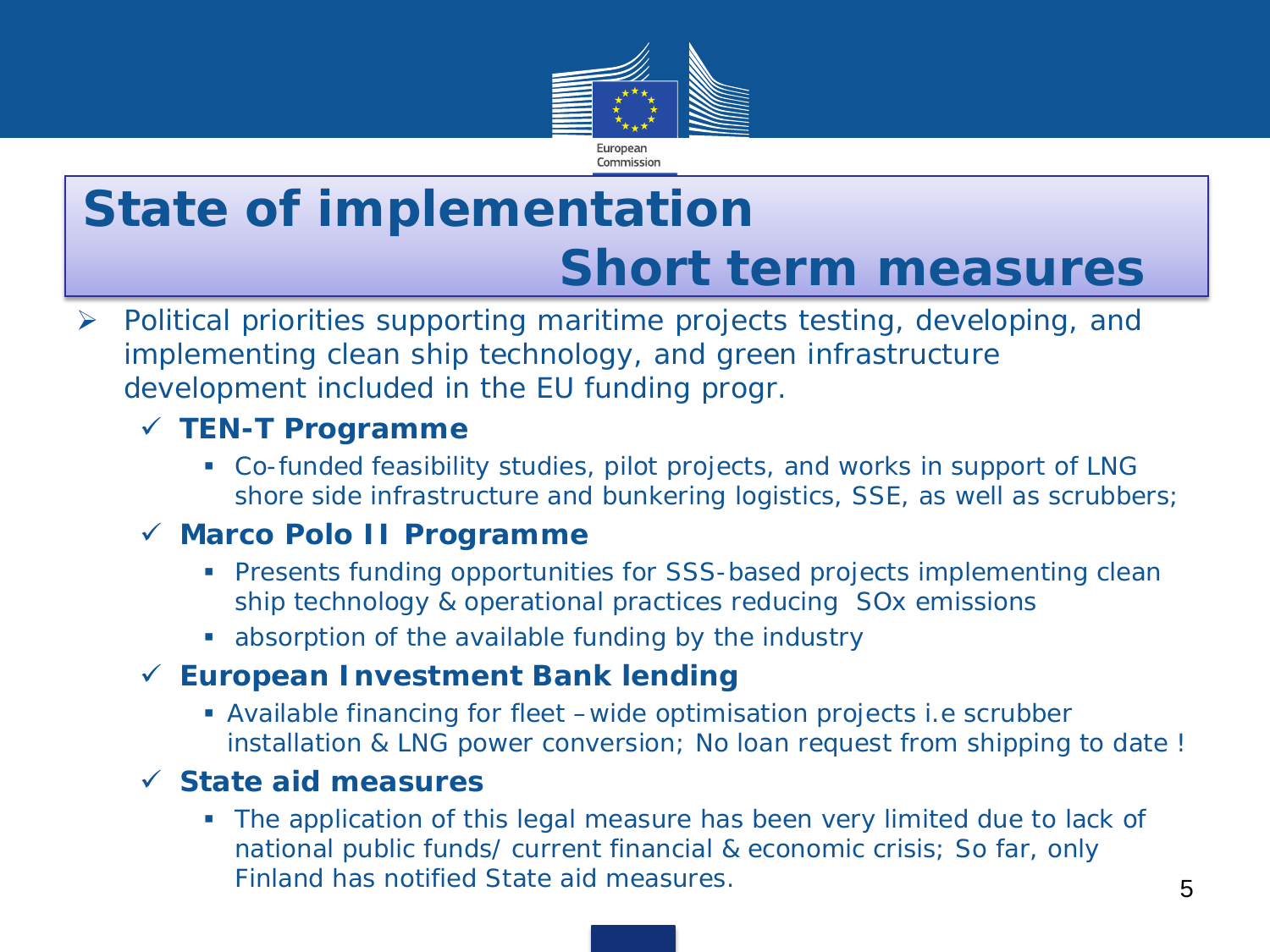# State of implementation
## Short term measures

- Political priorities supporting maritime projects testing, developing, and implementing clean ship technology, and green infrastructure development included in the EU funding progr.
  - ✓ **TEN-T Programme**
    - Co-funded feasibility studies, pilot projects, and works in support of LNG shore side infrastructure and bunkering logistics, SSE, as well as scrubbers;
  - ✓ **Marco Polo II Programme**
    - Presents funding opportunities for SSS-based projects implementing clean ship technology & operational practices reducing SOx emissions
    - absorption of the available funding by the industry
  - ✓ **European Investment Bank lending**
    - Available financing for fleet –wide optimisation projects i.e scrubber installation & LNG power conversion; No loan request from shipping to date !
  - ✓ **State aid measures**
    - The application of this legal measure has been very limited due to lack of national public funds/ current financial & economic crisis; So far, only Finland has notified State aid measures.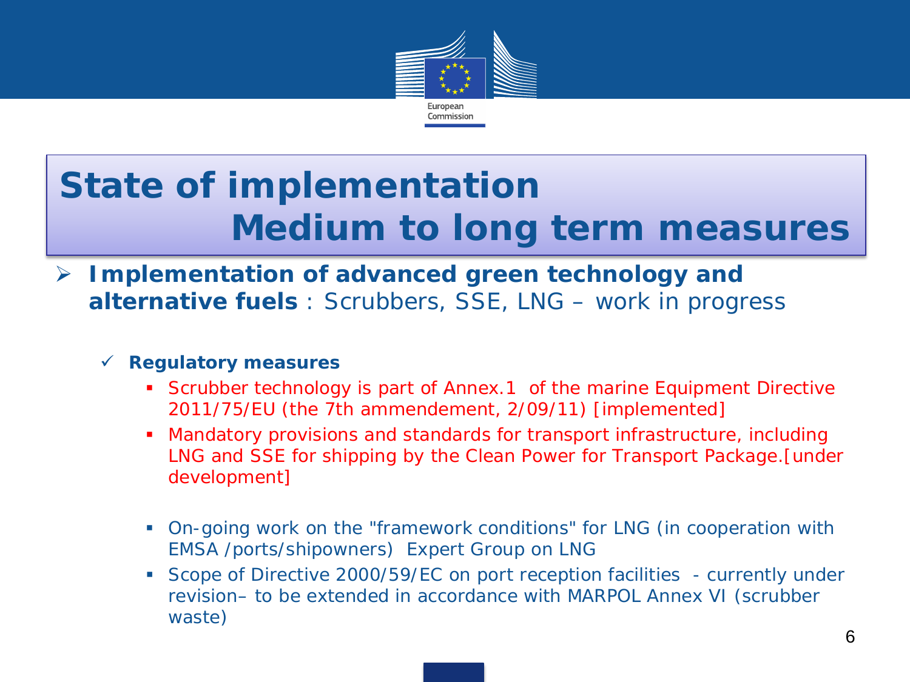# State of implementation
## Medium to long term measures

- **Implementation of advanced green technology and alternative fuels** : Scrubbers, SSE, LNG – work in progress

  - **Regulatory measures**
    - Scrubber technology is part of Annex.1 of the marine Equipment Directive 2011/75/EU (the 7th ammendement, 2/09/11) [implemented]
    - Mandatory provisions and standards for transport infrastructure, including LNG and SSE for shipping by the Clean Power for Transport Package.[under development]

    - On-going work on the "framework conditions" for LNG (in cooperation with EMSA /ports/shipowners) Expert Group on LNG
    - Scope of Directive 2000/59/EC on port reception facilities - currently under revision– to be extended in accordance with MARPOL Annex VI (scrubber waste)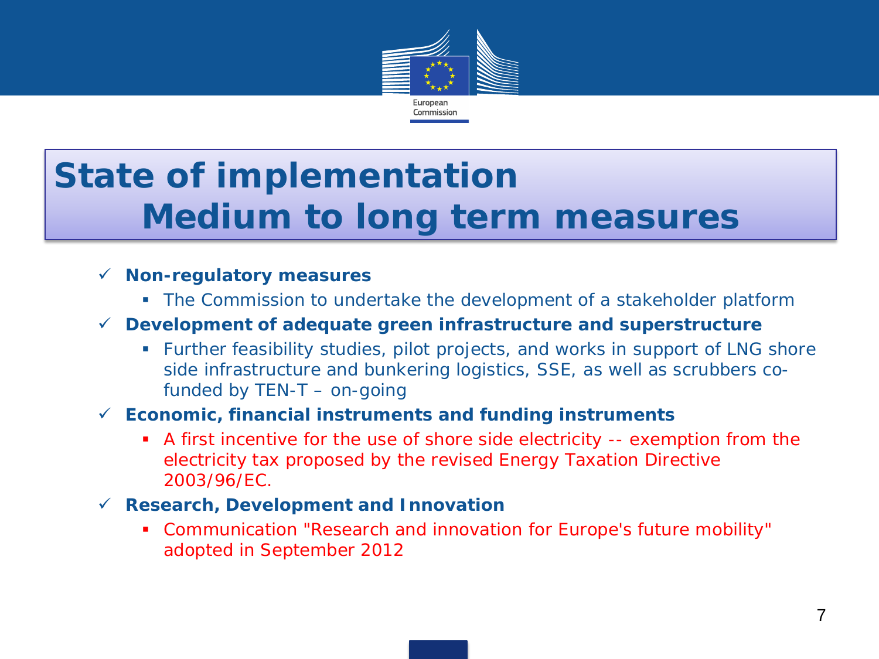# State of implementation
## Medium to long term measures

- **Non-regulatory measures**
  - The Commission to undertake the development of a stakeholder platform
- **Development of adequate green infrastructure and superstructure**
  - Further feasibility studies, pilot projects, and works in support of LNG shore side infrastructure and bunkering logistics, SSE, as well as scrubbers co-funded by TEN-T – on-going
- **Economic, financial instruments and funding instruments**
  - A first incentive for the use of shore side electricity -- exemption from the electricity tax proposed by the revised Energy Taxation Directive 2003/96/EC.
- **Research, Development and Innovation**
  - Communication "Research and innovation for Europe's future mobility" adopted in September 2012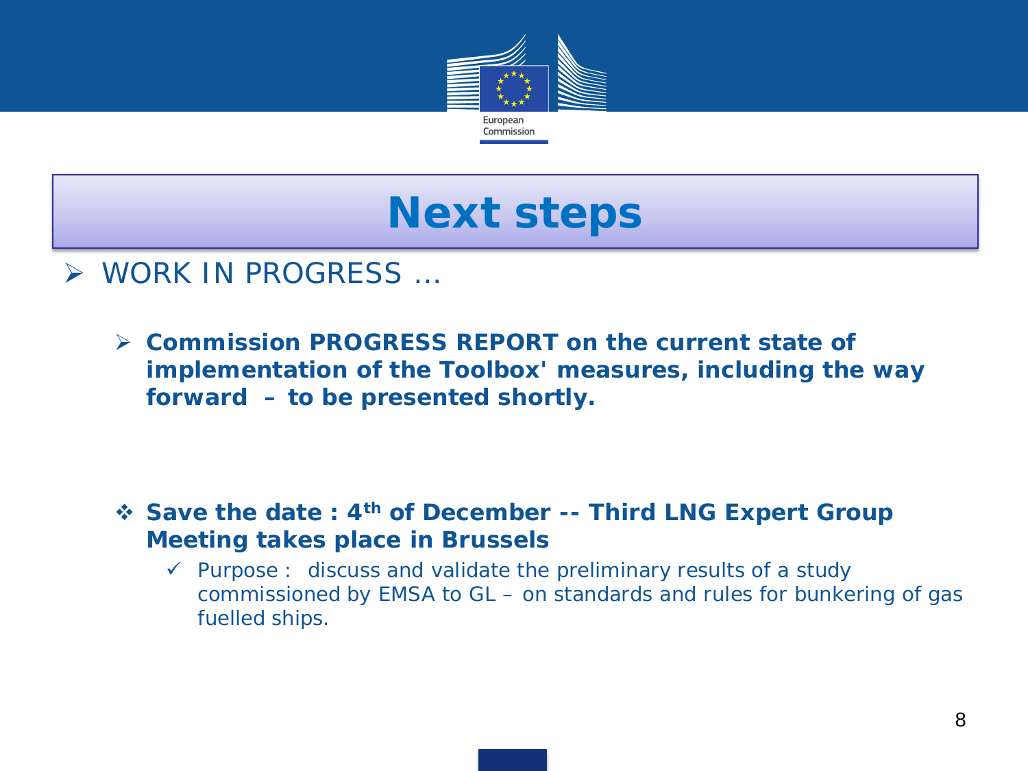# Next steps

- WORK IN PROGRESS …

  - **Commission PROGRESS REPORT on the current state of implementation of the Toolbox' measures, including the way forward – to be presented shortly.**

- **Save the date : 4th of December -- Third LNG Expert Group Meeting takes place in Brussels**
  - Purpose : discuss and validate the preliminary results of a study commissioned by EMSA to GL – on standards and rules for bunkering of gas fuelled ships.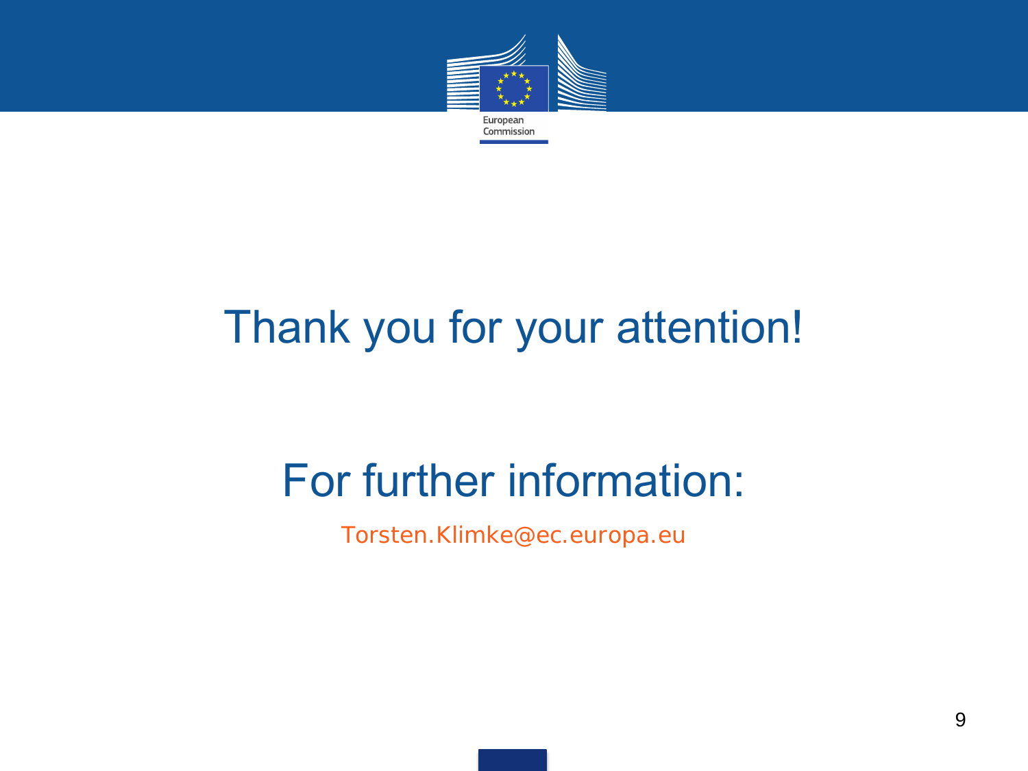# Thank you for your attention!

## For further information:

Torsten.Klimke@ec.europa.eu